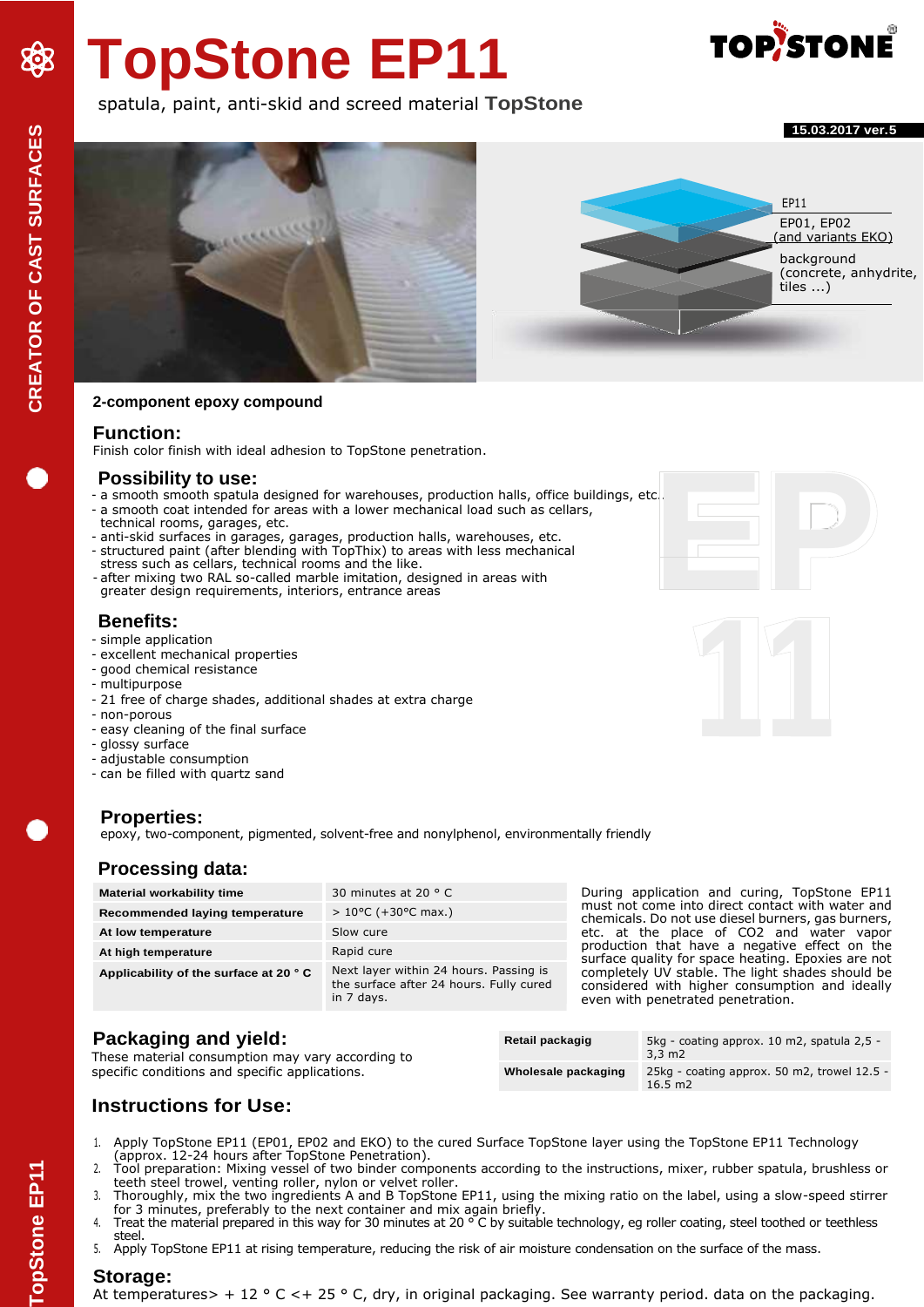# TopStone EP11

spatula, paint, anti-skid and screed material **TopStone**

**15.03.2017 ver.5**

EP11

EP01, EP02 (and variants EKO)

background (concrete, anhydrite, tiles ...)

**2-component epoxy compound**

## Function:

Finish color finish with ideal adhesion to TopStone penetration.

## Possibility to use:

- a smooth smooth spatula designed for warehouses, production halls, office buildings, etc.
- a smooth coat intended for areas with a lower mechanical load such as cellars, technical rooms, garages, etc.
- anti-skid surfaces in garages, garages, production halls, warehouses, etc.
- structured paint (after blending with TopThix) to areas with less mechanical stress such as cellars, technical rooms and the like.
- after mixing two RAL so-called marble imitation, designed in areas with greater design requirements, interiors, entrance areas

## Benefits:

- simple application
- excellent mechanical properties
- good chemical resistance
- multipurpose
- 21 free of charge shades, additional shades at extra charge
- non-porous
- easy cleaning of the final surface
- glossy surface
- adjustable consumption
- can be filled with quartz sand

## Properties:

epoxy, two-component, pigmented, solvent-free and nonylphenol, environmentally friendly

## Processing data:

| | |
|---|---|
| **Material workability time** | 30 minutes at 20 ° C |
| **Recommended laying temperature** | > 10°C (+30°C max.) |
| **At low temperature** | Slow cure |
| **At high temperature** | Rapid cure |
| **Applicability of the surface at 20 ° C** | Next layer within 24 hours. Passing is the surface after 24 hours. Fully cured in 7 days. |

During application and curing, TopStone EP11 must not come into direct contact with water and chemicals. Do not use diesel burners, gas burners, etc. at the place of $CO_2$ and water vapor production that have a negative effect on the surface quality for space heating. Epoxies are not completely UV stable. The light shades should be considered with higher consumption and ideally even with penetrated penetration.

## Packaging and yield:

These material consumption may vary according to specific conditions and specific applications.

| | |
|---|---|
| **Retail packagig** | 5kg - coating approx. 10 m2, spatula 2,5 - 3,3 m2 |
| **Wholesale packaging** | 25kg - coating approx. 50 m2, trowel 12.5 - 16.5 m2 |

## Instructions for Use:

1. Apply TopStone EP11 (EP01, EP02 and EKO) to the cured Surface TopStone layer using the TopStone EP11 Technology (approx. 12-24 hours after TopStone Penetration).
2. Tool preparation: Mixing vessel of two binder components according to the instructions, mixer, rubber spatula, brushless or teeth steel trowel, venting roller, nylon or velvet roller.
3. Thoroughly, mix the two ingredients A and B TopStone EP11, using the mixing ratio on the label, using a slow-speed stirrer for 3 minutes, preferably to the next container and mix again briefly.
4. Treat the material prepared in this way for 30 minutes at 20 ° C by suitable technology, eg roller coating, steel toothed or teethless steel.
5. Apply TopStone EP11 at rising temperature, reducing the risk of air moisture condensation on the surface of the mass.

## Storage:

At temperatures> + 12 ° C <+ 25 ° C, dry, in original packaging. See warranty period. data on the packaging.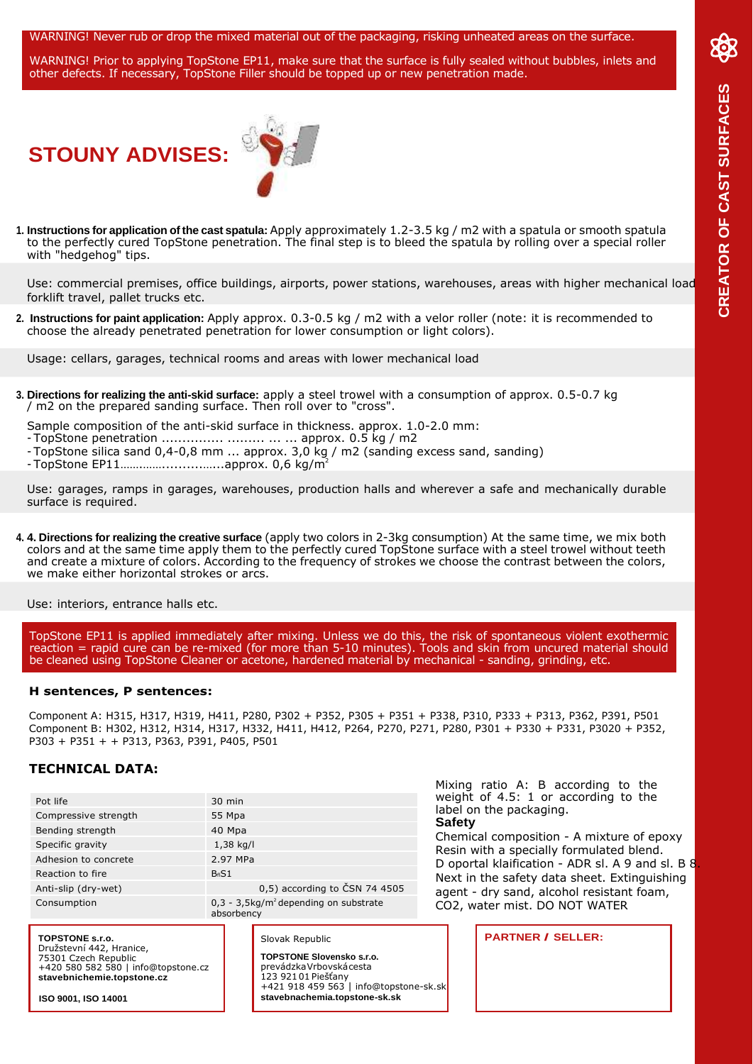WARNING! Never rub or drop the mixed material out of the packaging, risking unheated areas on the surface.

WARNING! Prior to applying TopStone EP11, make sure that the surface is fully sealed without bubbles, inlets and other defects. If necessary, TopStone Filler should be topped up or new penetration made.

## STOUNY ADVISES:

1. **Instructions for application of the cast spatula:** Apply approximately 1.2-3.5 kg / m2 with a spatula or smooth spatula to the perfectly cured TopStone penetration. The final step is to bleed the spatula by rolling over a special roller with "hedgehog" tips.

   Use: commercial premises, office buildings, airports, power stations, warehouses, areas with higher mechanical load forklift travel, pallet trucks etc.

2. **Instructions for paint application:** Apply approx. 0.3-0.5 kg / m2 with a velor roller (note: it is recommended to choose the already penetrated penetration for lower consumption or light colors).

   Usage: cellars, garages, technical rooms and areas with lower mechanical load

3. **Directions for realizing the anti-skid surface:** apply a steel trowel with a consumption of approx. 0.5-0.7 kg / m2 on the prepared sanding surface. Then roll over to "cross".

   Sample composition of the anti-skid surface in thickness. approx. 1.0-2.0 mm:
   - TopStone penetration .............. ......... ... ... approx. 0.5 kg / m2
   - TopStone silica sand 0,4-0,8 mm ... approx. 3,0 kg / m2 (sanding excess sand, sanding)
   - TopStone EP11…………..........…...approx. 0,6 kg/m$^2$

   Use: garages, ramps in garages, warehouses, production halls and wherever a safe and mechanically durable surface is required.

4. **4. Directions for realizing the creative surface** (apply two colors in 2-3kg consumption) At the same time, we mix both colors and at the same time apply them to the perfectly cured TopStone surface with a steel trowel without teeth and create a mixture of colors. According to the frequency of strokes we choose the contrast between the colors, we make either horizontal strokes or arcs.

   Use: interiors, entrance halls etc.

TopStone EP11 is applied immediately after mixing. Unless we do this, the risk of spontaneous violent exothermic reaction = rapid cure can be re-mixed (for more than 5-10 minutes). Tools and skin from uncured material should be cleaned using TopStone Cleaner or acetone, hardened material by mechanical - sanding, grinding, etc.

### H sentences, P sentences:

Component A: H315, H317, H319, H411, P280, P302 + P352, P305 + P351 + P338, P310, P333 + P313, P362, P391, P501
Component B: H302, H312, H314, H317, H332, H411, H412, P264, P270, P271, P280, P301 + P330 + P331, P3020 + P352, P303 + P351 + + P313, P363, P391, P405, P501

### TECHNICAL DATA:

| | |
|---|---|
| Pot life | 30 min |
| Compressive strength | 55 Mpa |
| Bending strength | 40 Mpa |
| Specific gravity | 1,38 kg/l |
| Adhesion to concrete | 2.97 MPa |
| Reaction to fire | $B_{fl}$S1 |
| Anti-slip (dry-wet) | 0,5) according to ČSN 74 4505 |
| Consumption | 0,3 - 3,5kg/m$^2$ depending on substrate absorbency |

Mixing ratio A: B according to the weight of 4.5: 1 or according to the label on the packaging.

**Safety**

Chemical composition - A mixture of epoxy Resin with a specially formulated blend.
D oportal klaification - ADR sl. A 9 and sl. B 8.
Next in the safety data sheet. Extinguishing agent - dry sand, alcohol resistant foam, $CO_2$, water mist. DO NOT WATER

**TOPSTONE s.r.o.**
Družstevní 442, Hranice,
75301 Czech Republic
+420 580 582 580 | info@topstone.cz
**stavebnichemie.topstone.cz**

**ISO 9001, ISO 14001**

Slovak Republic

**TOPSTONE Slovensko s.r.o.**
prevádzka Vrbovská cesta
123 921 01 Piešťany
+421 918 459 563 | info@topstone-sk.sk
**stavebnachemia.topstone-sk.sk**

**PARTNER / SELLER:**

CREATOR OF CAST SURFACES